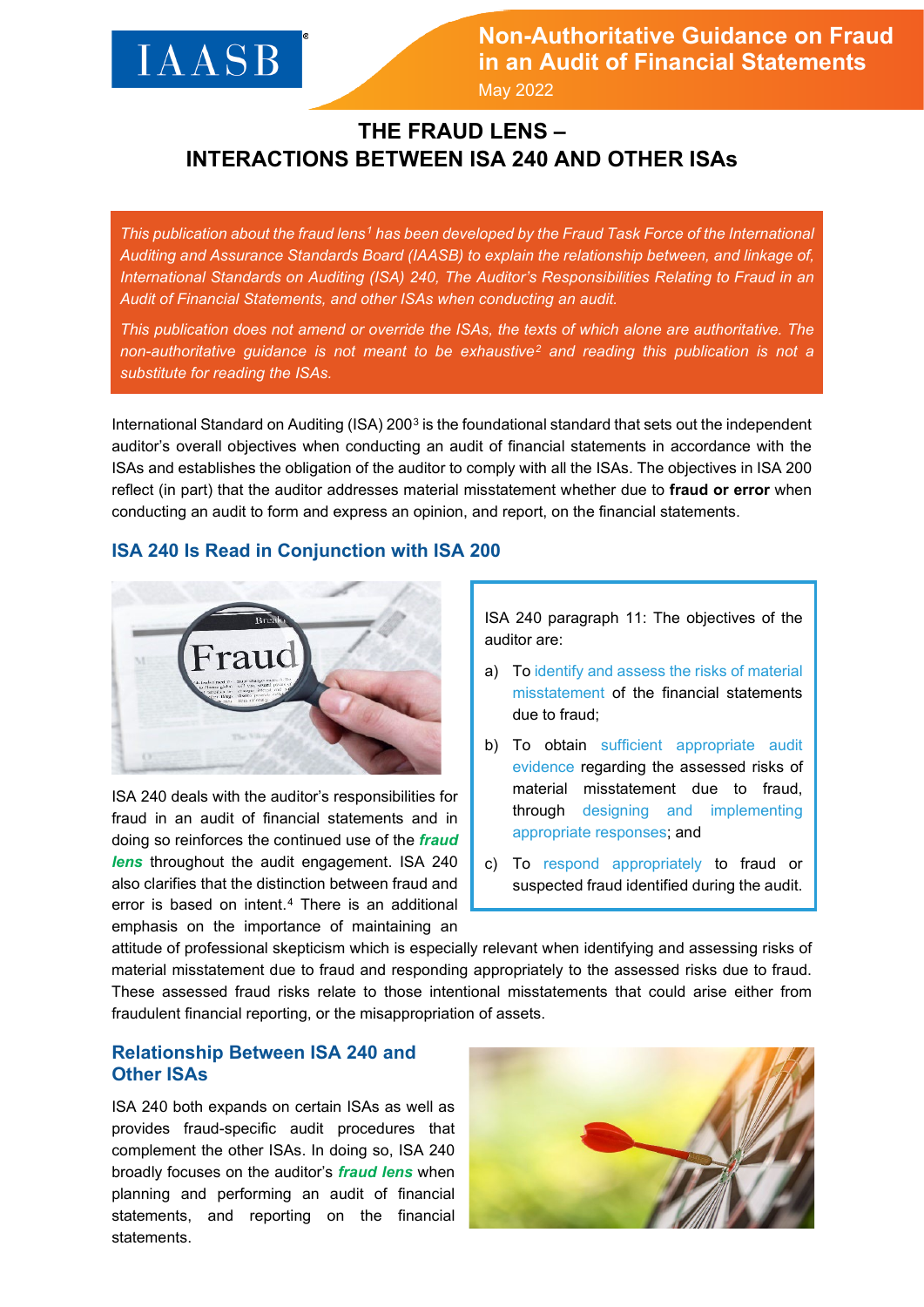# THE FRAUD LENS – INTERACTIONS BETWEEN ISA 240 AND OTHER ISAs

*This publication about the fraud lens[1] has been developed by the Fraud Task Force of the International Auditing and Assurance Standards Board (IAASB) to explain the relationship between, and linkage of, International Standards on Auditing (ISA) 240, The Auditor's Responsibilities Relating to Fraud in an Audit of Financial Statements, and other ISAs when conducting an audit.*

*This publication does not amend or override the ISAs, the texts of which alone are authoritative. The non-authoritative guidance is not meant to be exhaustive[2] and reading this publication is not a substitute for reading the ISAs.*

International Standard on Auditing (ISA) 200[3] is the foundational standard that sets out the independent auditor's overall objectives when conducting an audit of financial statements in accordance with the ISAs and establishes the obligation of the auditor to comply with all the ISAs. The objectives in ISA 200 reflect (in part) that the auditor addresses material misstatement whether due to **fraud or error** when conducting an audit to form and express an opinion, and report, on the financial statements.

## ISA 240 Is Read in Conjunction with ISA 200

ISA 240 deals with the auditor's responsibilities for fraud in an audit of financial statements and in doing so reinforces the continued use of the ***fraud lens*** throughout the audit engagement. ISA 240 also clarifies that the distinction between fraud and error is based on intent.[4] There is an additional emphasis on the importance of maintaining an attitude of professional skepticism which is especially relevant when identifying and assessing risks of material misstatement due to fraud and responding appropriately to the assessed risks due to fraud. These assessed fraud risks relate to those intentional misstatements that could arise either from fraudulent financial reporting, or the misappropriation of assets.

> ISA 240 paragraph 11: The objectives of the auditor are:
>
> a) To identify and assess the risks of material misstatement of the financial statements due to fraud;
>
> b) To obtain sufficient appropriate audit evidence regarding the assessed risks of material misstatement due to fraud, through designing and implementing appropriate responses; and
>
> c) To respond appropriately to fraud or suspected fraud identified during the audit.

## Relationship Between ISA 240 and Other ISAs

ISA 240 both expands on certain ISAs as well as provides fraud-specific audit procedures that complement the other ISAs. In doing so, ISA 240 broadly focuses on the auditor's ***fraud lens*** when planning and performing an audit of financial statements, and reporting on the financial statements.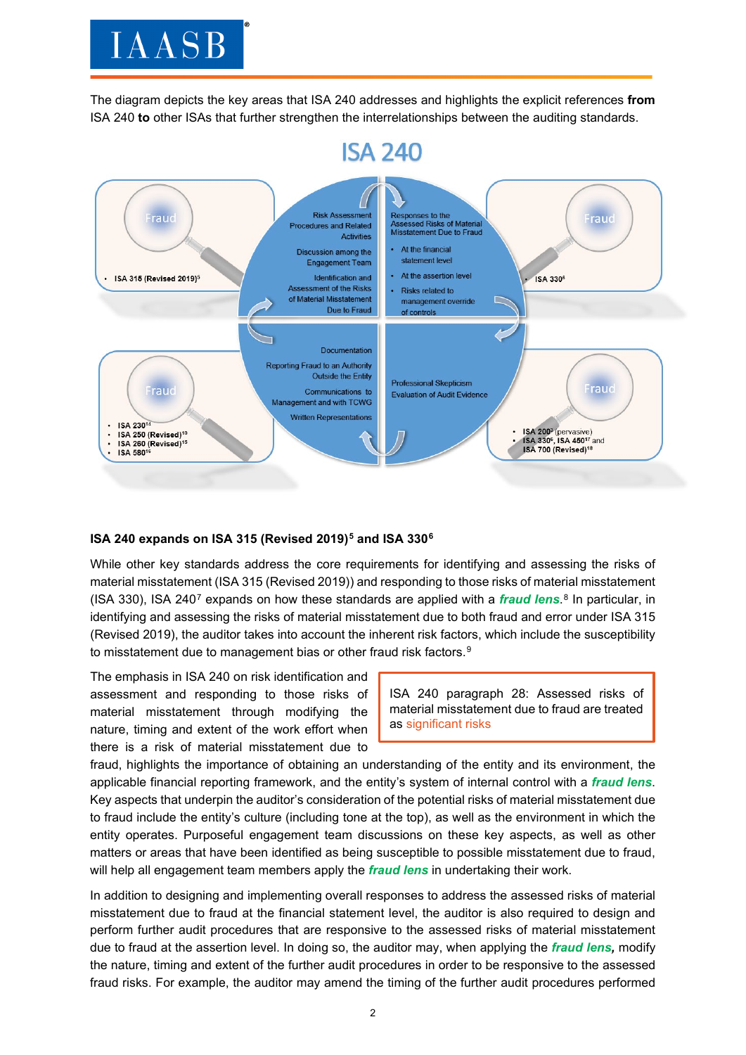The diagram depicts the key areas that ISA 240 addresses and highlights the explicit references **from** ISA 240 **to** other ISAs that further strengthen the interrelationships between the auditing standards.

## ISA 240

Risk Assessment Procedures and Related Activities

Discussion among the Engagement Team

Identification and Assessment of the Risks of Material Misstatement Due to Fraud

Responses to the Assessed Risks of Material Misstatement Due to Fraud

- At the financial statement level
- At the assertion level
- Risks related to management override of controls

Documentation

Reporting Fraud to an Authority Outside the Entity

Communications to Management and with TCWG

Written Representations

Professional Skepticism

Evaluation of Audit Evidence

Fraud

- ISA 315 (Revised 2019)[5]

Fraud

- ISA 330[6]

Fraud

- ISA 230[14]
- ISA 250 (Revised)[10]
- ISA 260 (Revised)[15]
- ISA 580[16]

Fraud

- ISA 200[3] (pervasive)
- ISA 330[6], ISA 450[17] and ISA 700 (Revised)[18]

### ISA 240 expands on ISA 315 (Revised 2019)[5] and ISA 330[6]

While other key standards address the core requirements for identifying and assessing the risks of material misstatement (ISA 315 (Revised 2019)) and responding to those risks of material misstatement (ISA 330), ISA 240[7] expands on how these standards are applied with a ***fraud lens***.[8] In particular, in identifying and assessing the risks of material misstatement due to both fraud and error under ISA 315 (Revised 2019), the auditor takes into account the inherent risk factors, which include the susceptibility to misstatement due to management bias or other fraud risk factors.[9]

> ISA 240 paragraph 28: Assessed risks of material misstatement due to fraud are treated as significant risks

The emphasis in ISA 240 on risk identification and assessment and responding to those risks of material misstatement through modifying the nature, timing and extent of the work effort when there is a risk of material misstatement due to fraud, highlights the importance of obtaining an understanding of the entity and its environment, the applicable financial reporting framework, and the entity's system of internal control with a ***fraud lens***. Key aspects that underpin the auditor's consideration of the potential risks of material misstatement due to fraud include the entity's culture (including tone at the top), as well as the environment in which the entity operates. Purposeful engagement team discussions on these key aspects, as well as other matters or areas that have been identified as being susceptible to possible misstatement due to fraud, will help all engagement team members apply the ***fraud lens*** in undertaking their work.

In addition to designing and implementing overall responses to address the assessed risks of material misstatement due to fraud at the financial statement level, the auditor is also required to design and perform further audit procedures that are responsive to the assessed risks of material misstatement due to fraud at the assertion level. In doing so, the auditor may, when applying the ***fraud lens,*** modify the nature, timing and extent of the further audit procedures in order to be responsive to the assessed fraud risks. For example, the auditor may amend the timing of the further audit procedures performed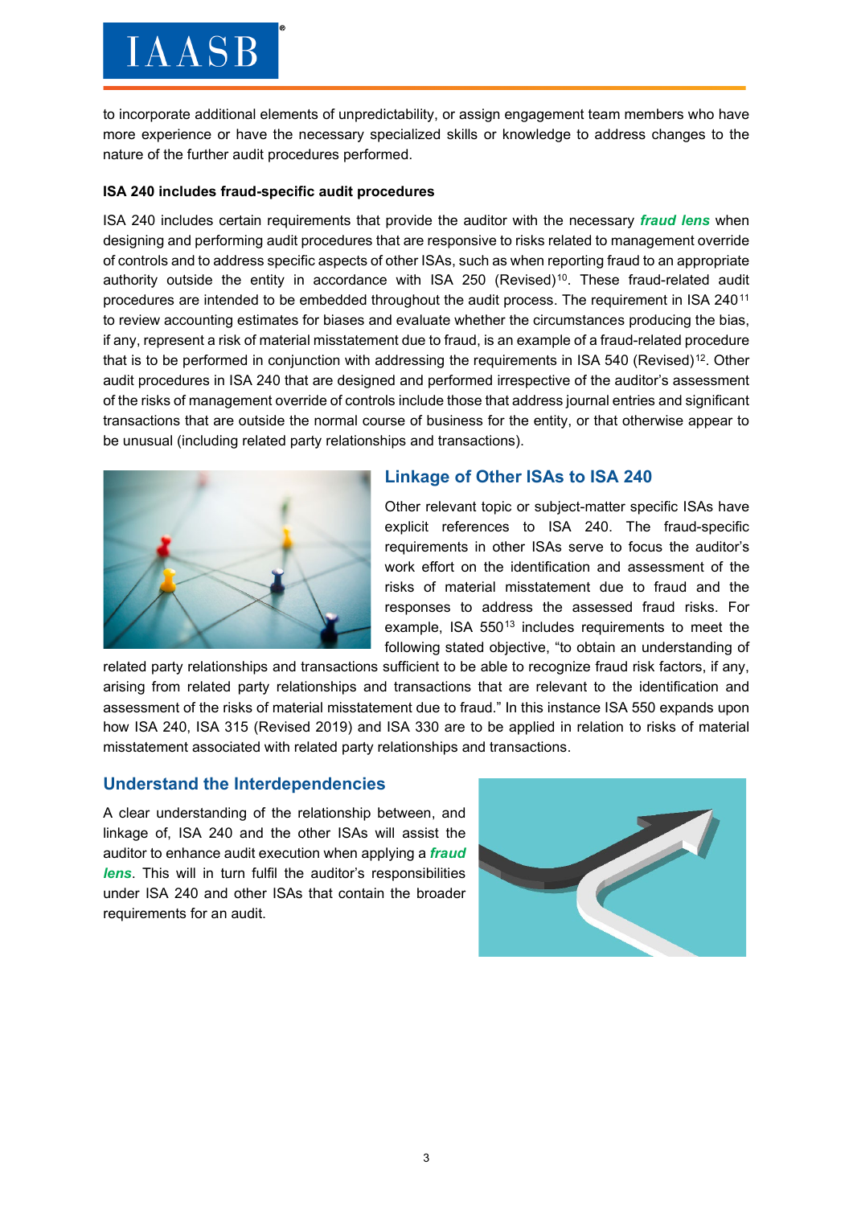to incorporate additional elements of unpredictability, or assign engagement team members who have more experience or have the necessary specialized skills or knowledge to address changes to the nature of the further audit procedures performed.

**ISA 240 includes fraud-specific audit procedures**

ISA 240 includes certain requirements that provide the auditor with the necessary ***fraud lens*** when designing and performing audit procedures that are responsive to risks related to management override of controls and to address specific aspects of other ISAs, such as when reporting fraud to an appropriate authority outside the entity in accordance with ISA 250 (Revised)[10]. These fraud-related audit procedures are intended to be embedded throughout the audit process. The requirement in ISA 240[11] to review accounting estimates for biases and evaluate whether the circumstances producing the bias, if any, represent a risk of material misstatement due to fraud, is an example of a fraud-related procedure that is to be performed in conjunction with addressing the requirements in ISA 540 (Revised)[12]. Other audit procedures in ISA 240 that are designed and performed irrespective of the auditor's assessment of the risks of management override of controls include those that address journal entries and significant transactions that are outside the normal course of business for the entity, or that otherwise appear to be unusual (including related party relationships and transactions).

## Linkage of Other ISAs to ISA 240

Other relevant topic or subject-matter specific ISAs have explicit references to ISA 240. The fraud-specific requirements in other ISAs serve to focus the auditor's work effort on the identification and assessment of the risks of material misstatement due to fraud and the responses to address the assessed fraud risks. For example, ISA 550[13] includes requirements to meet the following stated objective, "to obtain an understanding of related party relationships and transactions sufficient to be able to recognize fraud risk factors, if any, arising from related party relationships and transactions that are relevant to the identification and assessment of the risks of material misstatement due to fraud." In this instance ISA 550 expands upon how ISA 240, ISA 315 (Revised 2019) and ISA 330 are to be applied in relation to risks of material misstatement associated with related party relationships and transactions.

## Understand the Interdependencies

A clear understanding of the relationship between, and linkage of, ISA 240 and the other ISAs will assist the auditor to enhance audit execution when applying a ***fraud lens***. This will in turn fulfil the auditor's responsibilities under ISA 240 and other ISAs that contain the broader requirements for an audit.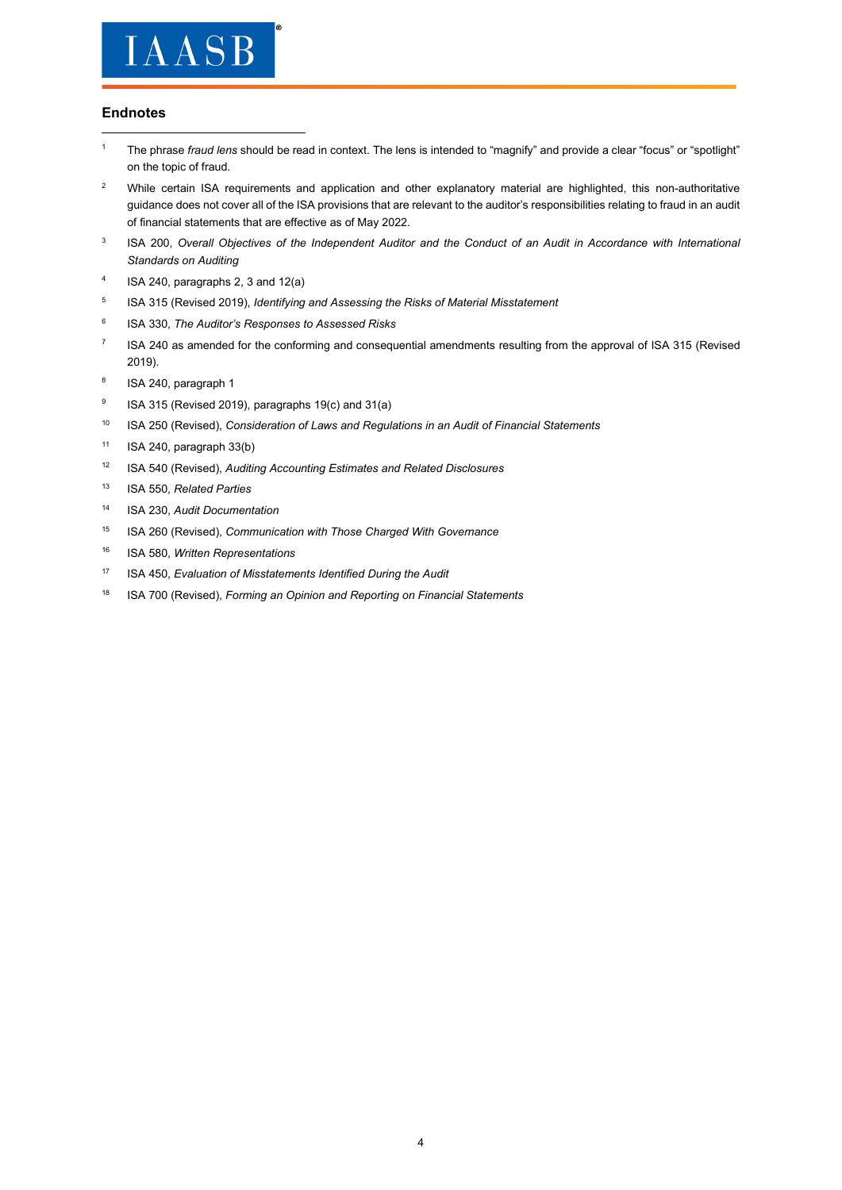## Endnotes

1. The phrase *fraud lens* should be read in context. The lens is intended to "magnify" and provide a clear "focus" or "spotlight" on the topic of fraud.
2. While certain ISA requirements and application and other explanatory material are highlighted, this non-authoritative guidance does not cover all of the ISA provisions that are relevant to the auditor's responsibilities relating to fraud in an audit of financial statements that are effective as of May 2022.
3. ISA 200, *Overall Objectives of the Independent Auditor and the Conduct of an Audit in Accordance with International Standards on Auditing*
4. ISA 240, paragraphs 2, 3 and 12(a)
5. ISA 315 (Revised 2019), *Identifying and Assessing the Risks of Material Misstatement*
6. ISA 330, *The Auditor's Responses to Assessed Risks*
7. ISA 240 as amended for the conforming and consequential amendments resulting from the approval of ISA 315 (Revised 2019).
8. ISA 240, paragraph 1
9. ISA 315 (Revised 2019), paragraphs 19(c) and 31(a)
10. ISA 250 (Revised), *Consideration of Laws and Regulations in an Audit of Financial Statements*
11. ISA 240, paragraph 33(b)
12. ISA 540 (Revised), *Auditing Accounting Estimates and Related Disclosures*
13. ISA 550, *Related Parties*
14. ISA 230, *Audit Documentation*
15. ISA 260 (Revised), *Communication with Those Charged With Governance*
16. ISA 580, *Written Representations*
17. ISA 450, *Evaluation of Misstatements Identified During the Audit*
18. ISA 700 (Revised), *Forming an Opinion and Reporting on Financial Statements*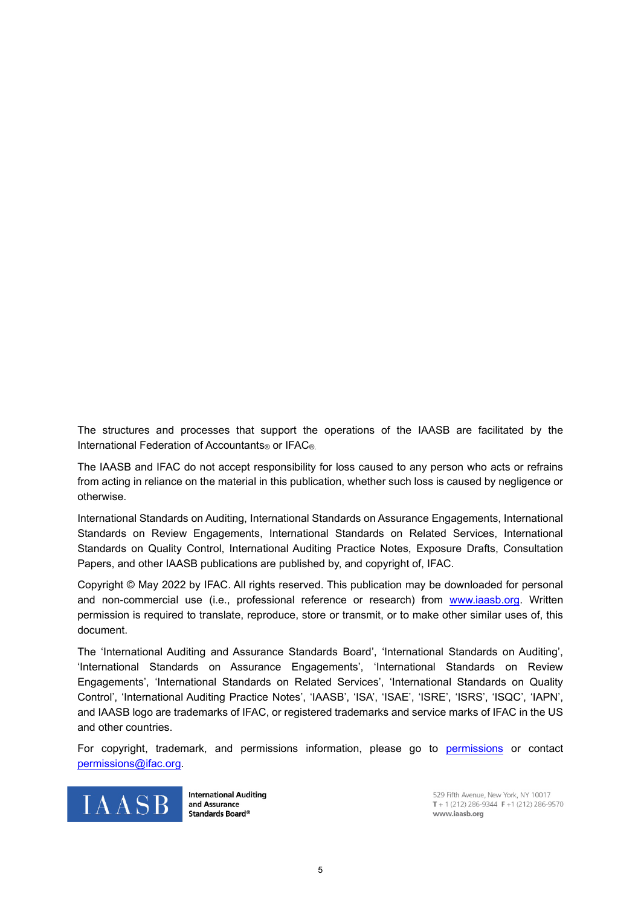The structures and processes that support the operations of the IAASB are facilitated by the International Federation of Accountants® or IFAC®.

The IAASB and IFAC do not accept responsibility for loss caused to any person who acts or refrains from acting in reliance on the material in this publication, whether such loss is caused by negligence or otherwise.

International Standards on Auditing, International Standards on Assurance Engagements, International Standards on Review Engagements, International Standards on Related Services, International Standards on Quality Control, International Auditing Practice Notes, Exposure Drafts, Consultation Papers, and other IAASB publications are published by, and copyright of, IFAC.

Copyright © May 2022 by IFAC. All rights reserved. This publication may be downloaded for personal and non-commercial use (i.e., professional reference or research) from www.iaasb.org. Written permission is required to translate, reproduce, store or transmit, or to make other similar uses of, this document.

The 'International Auditing and Assurance Standards Board', 'International Standards on Auditing', 'International Standards on Assurance Engagements', 'International Standards on Review Engagements', 'International Standards on Related Services', 'International Standards on Quality Control', 'International Auditing Practice Notes', 'IAASB', 'ISA', 'ISAE', 'ISRE', 'ISRS', 'ISQC', 'IAPN', and IAASB logo are trademarks of IFAC, or registered trademarks and service marks of IFAC in the US and other countries.

For copyright, trademark, and permissions information, please go to permissions or contact permissions@ifac.org.

IAASB International Auditing and Assurance Standards Board®

529 Fifth Avenue, New York, NY 10017
T + 1 (212) 286-9344 F +1 (212) 286-9570
www.iaasb.org